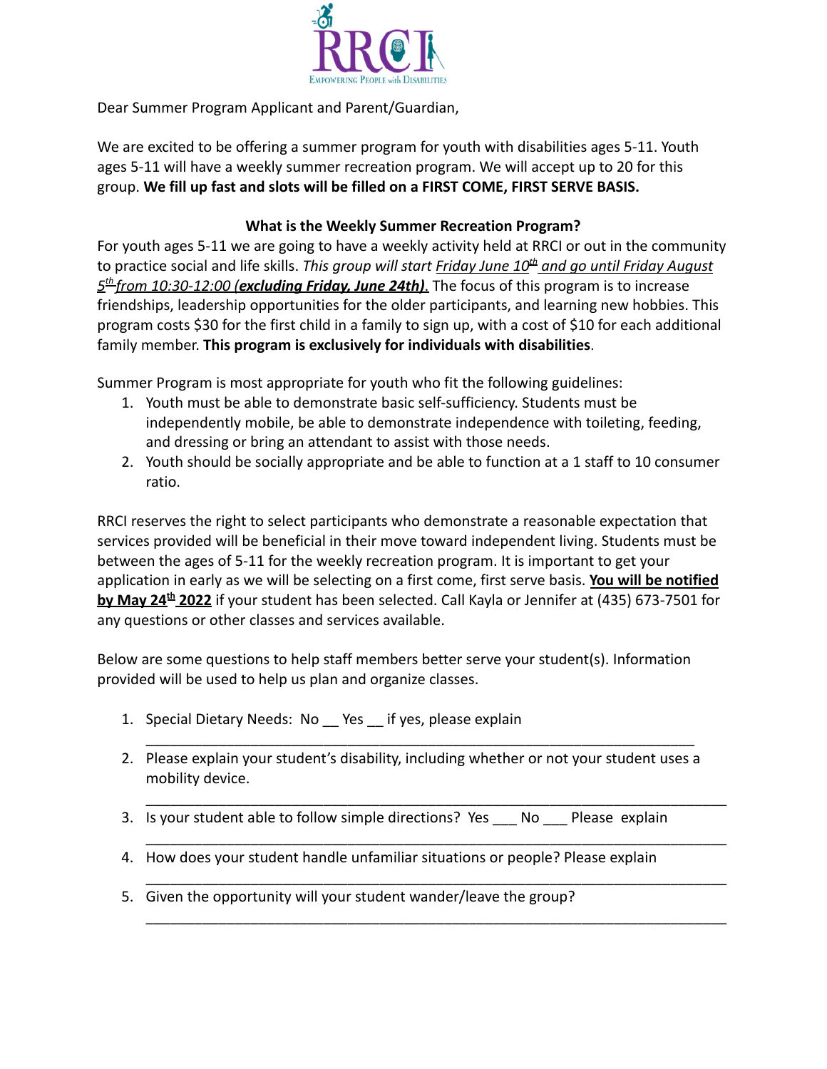RRCI
EMPOWERING PEOPLE with DISABILITIES

Dear Summer Program Applicant and Parent/Guardian,

We are excited to be offering a summer program for youth with disabilities ages 5-11. Youth ages 5-11 will have a weekly summer recreation program. We will accept up to 20 for this group. **We fill up fast and slots will be filled on a FIRST COME, FIRST SERVE BASIS.**

**What is the Weekly Summer Recreation Program?**

For youth ages 5-11 we are going to have a weekly activity held at RRCI or out in the community to practice social and life skills. *This group will start Friday June 10th and go until Friday August 5th from 10:30-12:00* ***(excluding Friday, June 24th)***. The focus of this program is to increase friendships, leadership opportunities for the older participants, and learning new hobbies. This program costs $30 for the first child in a family to sign up, with a cost of $10 for each additional family member. **This program is exclusively for individuals with disabilities**.

Summer Program is most appropriate for youth who fit the following guidelines:

1. Youth must be able to demonstrate basic self-sufficiency. Students must be independently mobile, be able to demonstrate independence with toileting, feeding, and dressing or bring an attendant to assist with those needs.
2. Youth should be socially appropriate and be able to function at a 1 staff to 10 consumer ratio.

RRCI reserves the right to select participants who demonstrate a reasonable expectation that services provided will be beneficial in their move toward independent living. Students must be between the ages of 5-11 for the weekly recreation program. It is important to get your application in early as we will be selecting on a first come, first serve basis. **You will be notified by May 24th 2022** if your student has been selected. Call Kayla or Jennifer at (435) 673-7501 for any questions or other classes and services available.

Below are some questions to help staff members better serve your student(s). Information provided will be used to help us plan and organize classes.

1. Special Dietary Needs: No __ Yes __ if yes, please explain
   ______________________________________________________________
2. Please explain your student's disability, including whether or not your student uses a mobility device.
   ______________________________________________________________
3. Is your student able to follow simple directions? Yes ___ No ___ Please explain
   ______________________________________________________________
4. How does your student handle unfamiliar situations or people? Please explain
   ______________________________________________________________
5. Given the opportunity will your student wander/leave the group?
   ______________________________________________________________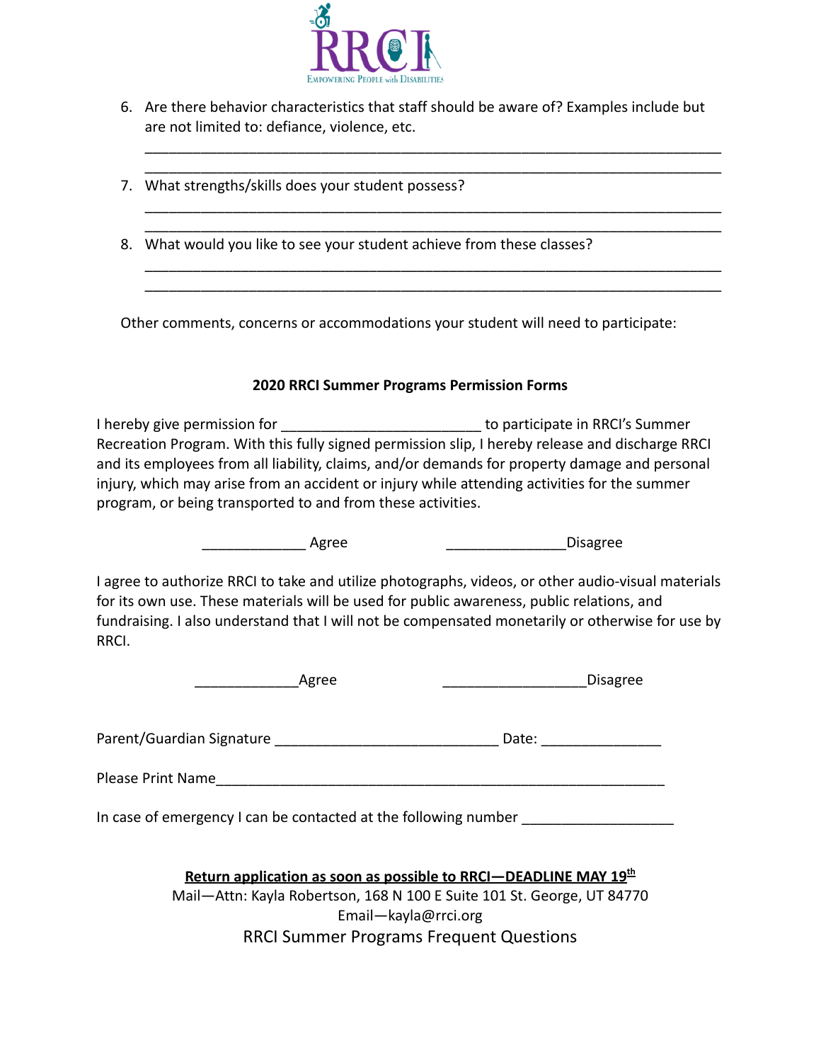RRCI
EMPOWERING PEOPLE with DISABILITIES

6. Are there behavior characteristics that staff should be aware of? Examples include but are not limited to: defiance, violence, etc.

    ___________________________________________________________________________
    ___________________________________________________________________________

7. What strengths/skills does your student possess?

    ___________________________________________________________________________
    ___________________________________________________________________________

8. What would you like to see your student achieve from these classes?

    ___________________________________________________________________________
    ___________________________________________________________________________

Other comments, concerns or accommodations your student will need to participate:

**2020 RRCI Summer Programs Permission Forms**

I hereby give permission for ________________________ to participate in RRCI's Summer Recreation Program. With this fully signed permission slip, I hereby release and discharge RRCI and its employees from all liability, claims, and/or demands for property damage and personal injury, which may arise from an accident or injury while attending activities for the summer program, or being transported to and from these activities.

_____________ Agree                _______________Disagree

I agree to authorize RRCI to take and utilize photographs, videos, or other audio-visual materials for its own use. These materials will be used for public awareness, public relations, and fundraising. I also understand that I will not be compensated monetarily or otherwise for use by RRCI.

_____________Agree                __________________Disagree

Parent/Guardian Signature ___________________________ Date: ______________

Please Print Name_______________________________________________________

In case of emergency I can be contacted at the following number __________________

**<u>Return application as soon as possible to RRCI—DEADLINE MAY 19th</u>**

Mail—Attn: Kayla Robertson, 168 N 100 E Suite 101 St. George, UT 84770

Email—kayla@rrci.org

RRCI Summer Programs Frequent Questions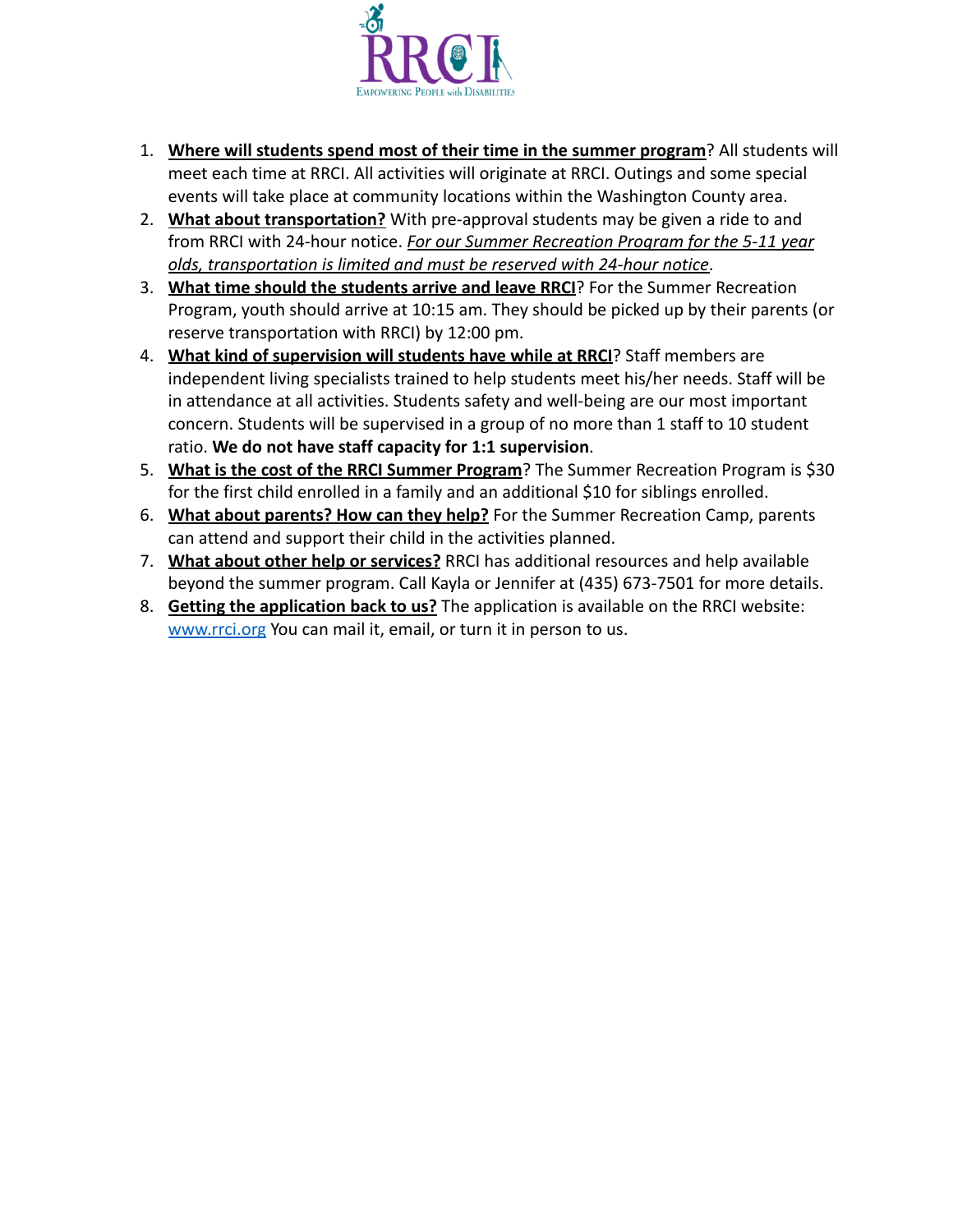1. **Where will students spend most of their time in the summer program**? All students will meet each time at RRCI. All activities will originate at RRCI. Outings and some special events will take place at community locations within the Washington County area.
2. **What about transportation?** With pre-approval students may be given a ride to and from RRCI with 24-hour notice. *For our Summer Recreation Program for the 5-11 year olds, transportation is limited and must be reserved with 24-hour notice*.
3. **What time should the students arrive and leave RRCI**? For the Summer Recreation Program, youth should arrive at 10:15 am. They should be picked up by their parents (or reserve transportation with RRCI) by 12:00 pm.
4. **What kind of supervision will students have while at RRCI**? Staff members are independent living specialists trained to help students meet his/her needs. Staff will be in attendance at all activities. Students safety and well-being are our most important concern. Students will be supervised in a group of no more than 1 staff to 10 student ratio. **We do not have staff capacity for 1:1 supervision**.
5. **What is the cost of the RRCI Summer Program**? The Summer Recreation Program is $30 for the first child enrolled in a family and an additional $10 for siblings enrolled.
6. **What about parents? How can they help?** For the Summer Recreation Camp, parents can attend and support their child in the activities planned.
7. **What about other help or services?** RRCI has additional resources and help available beyond the summer program. Call Kayla or Jennifer at (435) 673-7501 for more details.
8. **Getting the application back to us?** The application is available on the RRCI website: [www.rrci.org](http://www.rrci.org) You can mail it, email, or turn it in person to us.